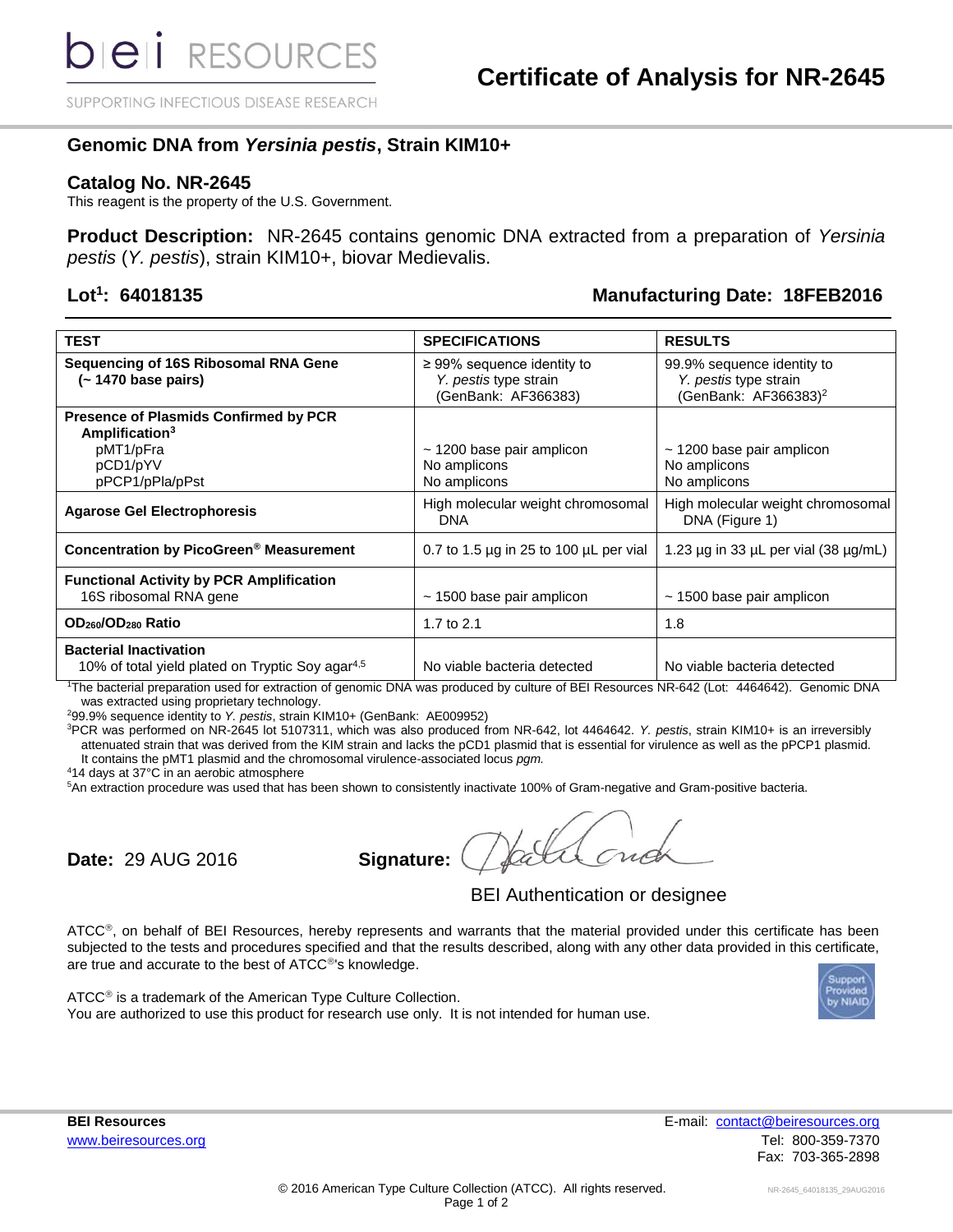# Certificate of Analysis for NR-2645

## Genomic DNA from *Yersinia pestis*, Strain KIM10+

### Catalog No. NR-2645

This reagent is the property of the U.S. Government.

**Product Description:** NR-2645 contains genomic DNA extracted from a preparation of *Yersinia pestis* (*Y. pestis*), strain KIM10+, biovar Medievalis.

**Lot[1]: 64018135** **Manufacturing Date: 18FEB2016**

| TEST | SPECIFICATIONS | RESULTS |
|---|---|---|
| **Sequencing of 16S Ribosomal RNA Gene (~ 1470 base pairs)** | ≥ 99% sequence identity to *Y. pestis* type strain (GenBank: AF366383) | 99.9% sequence identity to *Y. pestis* type strain (GenBank: AF366383)[2] |
| **Presence of Plasmids Confirmed by PCR Amplification[3]** | | |
| pMT1/pFra | ~ 1200 base pair amplicon | ~ 1200 base pair amplicon |
| pCD1/pYV | No amplicons | No amplicons |
| pPCP1/pPla/pPst | No amplicons | No amplicons |
| **Agarose Gel Electrophoresis** | High molecular weight chromosomal DNA | High molecular weight chromosomal DNA (Figure 1) |
| **Concentration by PicoGreen® Measurement** | 0.7 to 1.5 µg in 25 to 100 µL per vial | 1.23 µg in 33 µL per vial (38 µg/mL) |
| **Functional Activity by PCR Amplification** 16S ribosomal RNA gene | ~ 1500 base pair amplicon | ~ 1500 base pair amplicon |
| **$OD_{260}/OD_{280}$ Ratio** | 1.7 to 2.1 | 1.8 |
| **Bacterial Inactivation** 10% of total yield plated on Tryptic Soy agar[4,5] | No viable bacteria detected | No viable bacteria detected |

[1]The bacterial preparation used for extraction of genomic DNA was produced by culture of BEI Resources NR-642 (Lot: 4464642). Genomic DNA was extracted using proprietary technology.

[2]99.9% sequence identity to *Y. pestis*, strain KIM10+ (GenBank: AE009952)

[3]PCR was performed on NR-2645 lot 5107311, which was also produced from NR-642, lot 4464642. *Y. pestis*, strain KIM10+ is an irreversibly attenuated strain that was derived from the KIM strain and lacks the pCD1 plasmid that is essential for virulence as well as the pPCP1 plasmid. It contains the pMT1 plasmid and the chromosomal virulence-associated locus *pgm.*

[4]14 days at 37°C in an aerobic atmosphere

[5]An extraction procedure was used that has been shown to consistently inactivate 100% of Gram-negative and Gram-positive bacteria.

**Date:** 29 AUG 2016 **Signature:**

BEI Authentication or designee

ATCC®, on behalf of BEI Resources, hereby represents and warrants that the material provided under this certificate has been subjected to the tests and procedures specified and that the results described, along with any other data provided in this certificate, are true and accurate to the best of ATCC®'s knowledge.

ATCC® is a trademark of the American Type Culture Collection.
You are authorized to use this product for research use only. It is not intended for human use.

**BEI Resources**
www.beiresources.org

E-mail: contact@beiresources.org
Tel: 800-359-7370
Fax: 703-365-2898

© 2016 American Type Culture Collection (ATCC). All rights reserved.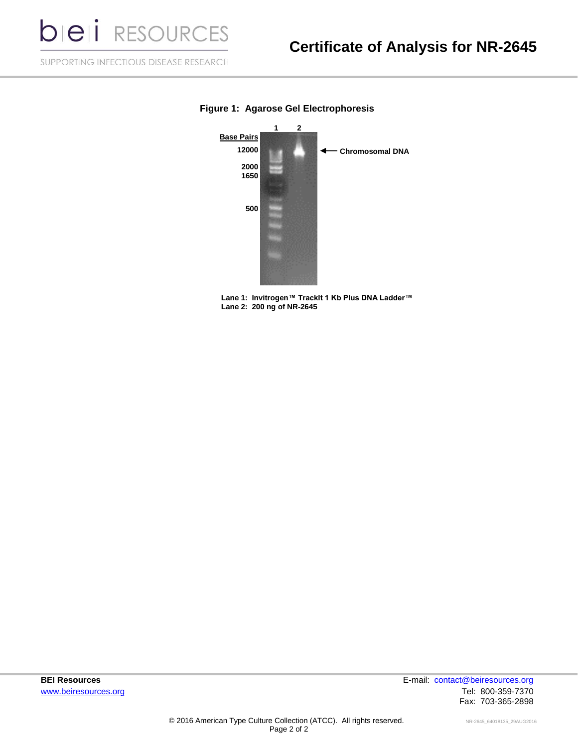**Figure 1: Agarose Gel Electrophoresis**

1 2

Base Pairs

12000

2000

1650

500

Chromosomal DNA

Lane 1: Invitrogen™ TrackIt 1 Kb Plus DNA Ladder™

Lane 2: 200 ng of NR-2645